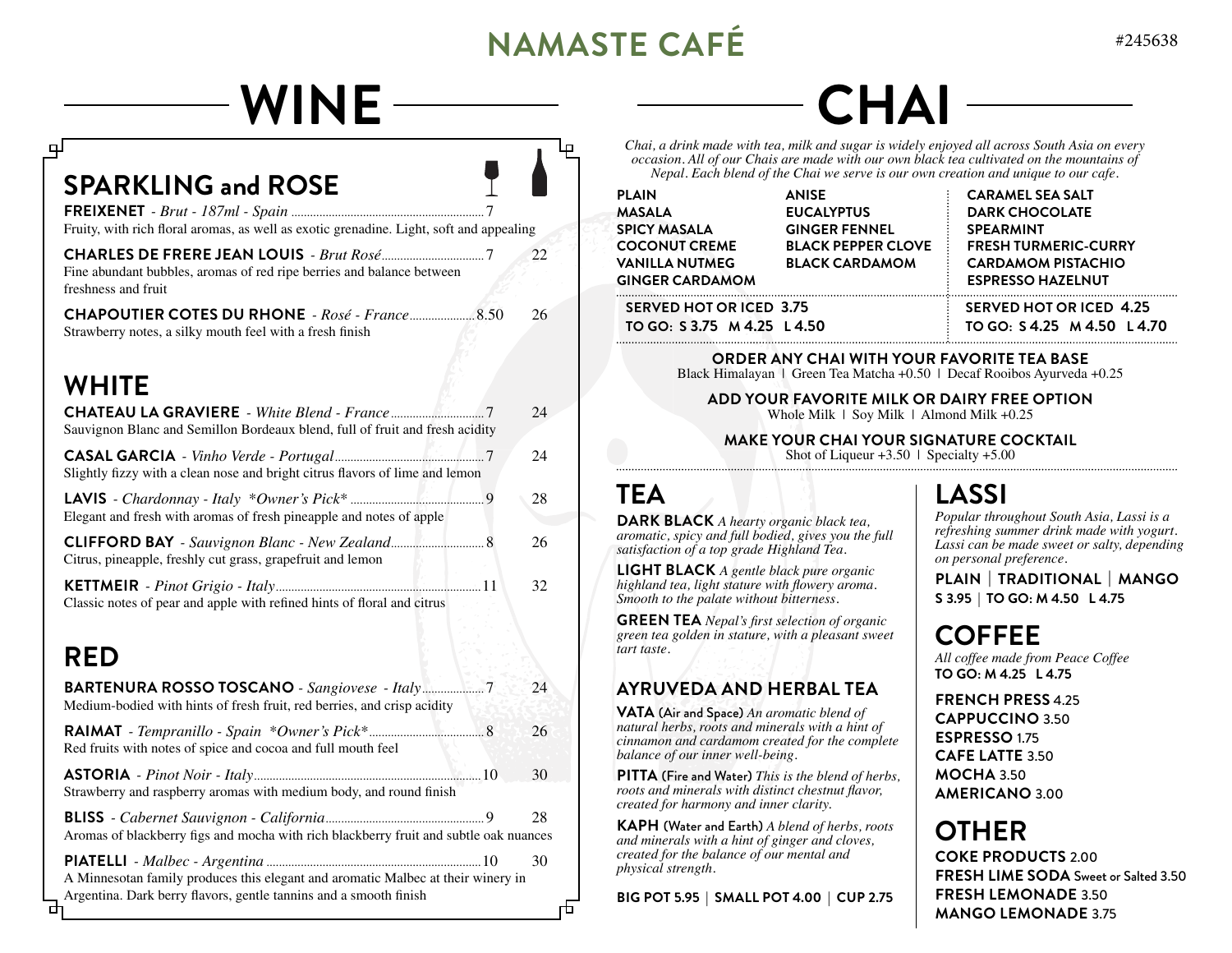# NAMASTE CAFÉ

#245638

## WINE

### SPARKLING and ROSE

| Wine | Glass | Bottle |
|---|---|---|
| **FREIXENET** - *Brut - 187ml - Spain*<br>Fruity, with rich floral aromas, as well as exotic grenadine. Light, soft and appealing | 7 | |
| **CHARLES DE FRERE JEAN LOUIS** - *Brut Rosé*<br>Fine abundant bubbles, aromas of red ripe berries and balance between freshness and fruit | 7 | 22 |
| **CHAPOUTIER COTES DU RHONE** - *Rosé - France*<br>Strawberry notes, a silky mouth feel with a fresh finish | 8.50 | 26 |

### WHITE

| Wine | Glass | Bottle |
|---|---|---|
| **CHATEAU LA GRAVIERE** - *White Blend - France*<br>Sauvignon Blanc and Semillon Bordeaux blend, full of fruit and fresh acidity | 7 | 24 |
| **CASAL GARCIA** - *Vinho Verde - Portugal*<br>Slightly fizzy with a clean nose and bright citrus flavors of lime and lemon | 7 | 24 |
| **LAVIS** - *Chardonnay - Italy *Owner's Pick**<br>Elegant and fresh with aromas of fresh pineapple and notes of apple | 9 | 28 |
| **CLIFFORD BAY** - *Sauvignon Blanc - New Zealand*<br>Citrus, pineapple, freshly cut grass, grapefruit and lemon | 8 | 26 |
| **KETTMEIR** - *Pinot Grigio - Italy*<br>Classic notes of pear and apple with refined hints of floral and citrus | 11 | 32 |

### RED

| Wine | Glass | Bottle |
|---|---|---|
| **BARTENURA ROSSO TOSCANO** - *Sangiovese - Italy*<br>Medium-bodied with hints of fresh fruit, red berries, and crisp acidity | 7 | 24 |
| **RAIMAT** - *Tempranillo - Spain *Owner's Pick**<br>Red fruits with notes of spice and cocoa and full mouth feel | 8 | 26 |
| **ASTORIA** - *Pinot Noir - Italy*<br>Strawberry and raspberry aromas with medium body, and round finish | 10 | 30 |
| **BLISS** - *Cabernet Sauvignon - California*<br>Aromas of blackberry figs and mocha with rich blackberry fruit and subtle oak nuances | 9 | 28 |
| **PIATELLI** - *Malbec - Argentina*<br>A Minnesotan family produces this elegant and aromatic Malbec at their winery in Argentina. Dark berry flavors, gentle tannins and a smooth finish | 10 | 30 |

## CHAI

*Chai, a drink made with tea, milk and sugar is widely enjoyed all across South Asia on every occasion. All of our Chais are made with our own black tea cultivated on the mountains of Nepal. Each blend of the Chai we serve is our own creation and unique to our cafe.*

**PLAIN**
**MASALA**
**SPICY MASALA**
**COCONUT CREME**
**VANILLA NUTMEG**
**GINGER CARDAMOM**
**ANISE**
**EUCALYPTUS**
**GINGER FENNEL**
**BLACK PEPPER CLOVE**
**BLACK CARDAMOM**

**SERVED HOT OR ICED 3.75**
**TO GO: S 3.75 M 4.25 L 4.50**

**CARAMEL SEA SALT**
**DARK CHOCOLATE**
**SPEARMINT**
**FRESH TURMERIC-CURRY**
**CARDAMOM PISTACHIO**
**ESPRESSO HAZELNUT**

**SERVED HOT OR ICED 4.25**
**TO GO: S 4.25 M 4.50 L 4.70**

**ORDER ANY CHAI WITH YOUR FAVORITE TEA BASE**
Black Himalayan | Green Tea Matcha +0.50 | Decaf Rooibos Ayurveda +0.25

**ADD YOUR FAVORITE MILK OR DAIRY FREE OPTION**
Whole Milk | Soy Milk | Almond Milk +0.25

**MAKE YOUR CHAI YOUR SIGNATURE COCKTAIL**
Shot of Liqueur +3.50 | Specialty +5.00

## TEA

**DARK BLACK** *A hearty organic black tea, aromatic, spicy and full bodied, gives you the full satisfaction of a top grade Highland Tea.*

**LIGHT BLACK** *A gentle black pure organic highland tea, light stature with flowery aroma. Smooth to the palate without bitterness.*

**GREEN TEA** *Nepal's first selection of organic green tea golden in stature, with a pleasant sweet tart taste.*

### AYRUVEDA AND HERBAL TEA

**VATA** (Air and Space) *An aromatic blend of natural herbs, roots and minerals with a hint of cinnamon and cardamom created for the complete balance of our inner well-being.*

**PITTA** (Fire and Water) *This is the blend of herbs, roots and minerals with distinct chestnut flavor, created for harmony and inner clarity.*

**KAPH** (Water and Earth) *A blend of herbs, roots and minerals with a hint of ginger and cloves, created for the balance of our mental and physical strength.*

**BIG POT 5.95 | SMALL POT 4.00 | CUP 2.75**

## LASSI

*Popular throughout South Asia, Lassi is a refreshing summer drink made with yogurt. Lassi can be made sweet or salty, depending on personal preference.*

**PLAIN | TRADITIONAL | MANGO**
**S 3.95 | TO GO: M 4.50 L 4.75**

## COFFEE

*All coffee made from Peace Coffee*
**TO GO: M 4.25 L 4.75**

**FRENCH PRESS** 4.25
**CAPPUCCINO** 3.50
**ESPRESSO** 1.75
**CAFE LATTE** 3.50
**MOCHA** 3.50
**AMERICANO** 3.00

## OTHER

**COKE PRODUCTS** 2.00
**FRESH LIME SODA** Sweet or Salted 3.50
**FRESH LEMONADE** 3.50
**MANGO LEMONADE** 3.75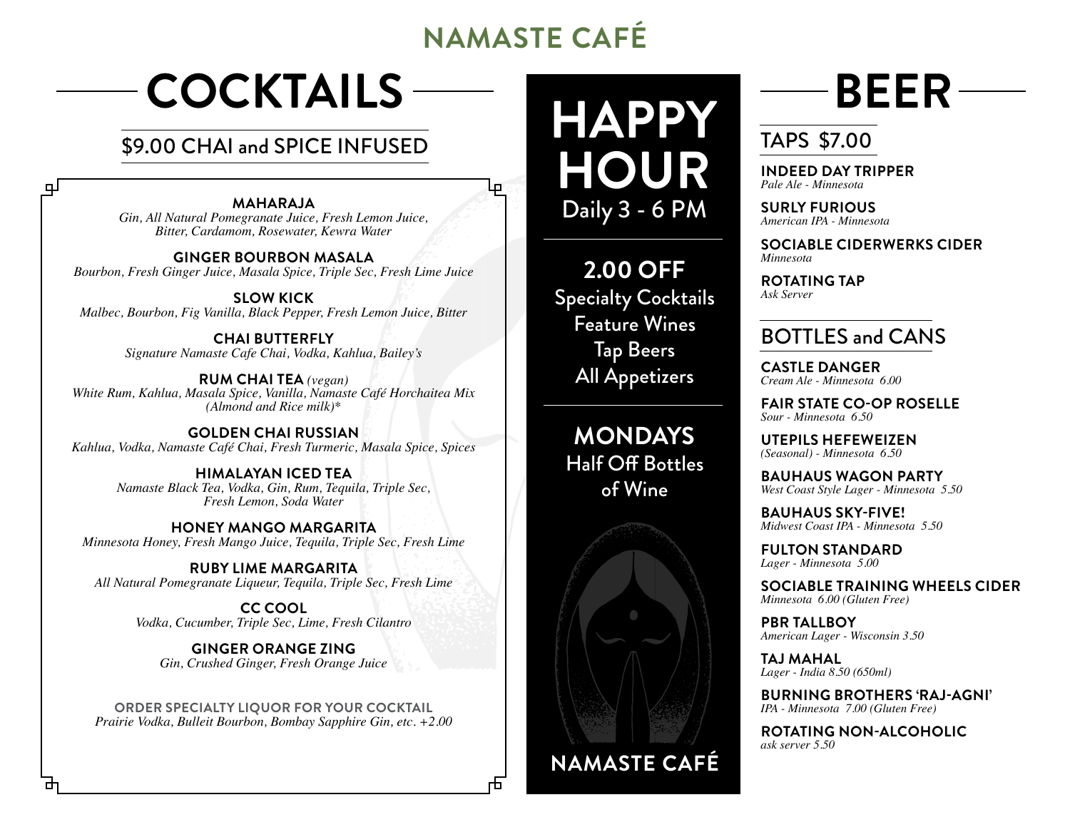# NAMASTE CAFÉ

## COCKTAILS

### $9.00 CHAI and SPICE INFUSED

**MAHARAJA**
*Gin, All Natural Pomegranate Juice, Fresh Lemon Juice, Bitter, Cardamom, Rosewater, Kewra Water*

**GINGER BOURBON MASALA**
*Bourbon, Fresh Ginger Juice, Masala Spice, Triple Sec, Fresh Lime Juice*

**SLOW KICK**
*Malbec, Bourbon, Fig Vanilla, Black Pepper, Fresh Lemon Juice, Bitter*

**CHAI BUTTERFLY**
*Signature Namaste Cafe Chai, Vodka, Kahlua, Bailey's*

**RUM CHAI TEA** *(vegan)*
*White Rum, Kahlua, Masala Spice, Vanilla, Namaste Café Horchaitea Mix (Almond and Rice milk)**

**GOLDEN CHAI RUSSIAN**
*Kahlua, Vodka, Namaste Café Chai, Fresh Turmeric, Masala Spice, Spices*

**HIMALAYAN ICED TEA**
*Namaste Black Tea, Vodka, Gin, Rum, Tequila, Triple Sec, Fresh Lemon, Soda Water*

**HONEY MANGO MARGARITA**
*Minnesota Honey, Fresh Mango Juice, Tequila, Triple Sec, Fresh Lime*

**RUBY LIME MARGARITA**
*All Natural Pomegranate Liqueur, Tequila, Triple Sec, Fresh Lime*

**CC COOL**
*Vodka, Cucumber, Triple Sec, Lime, Fresh Cilantro*

**GINGER ORANGE ZING**
*Gin, Crushed Ginger, Fresh Orange Juice*

**ORDER SPECIALTY LIQUOR FOR YOUR COCKTAIL**
*Prairie Vodka, Bulleit Bourbon, Bombay Sapphire Gin, etc. +2.00*

## HAPPY HOUR

Daily 3 - 6 PM

**2.00 OFF**
Specialty Cocktails
Feature Wines
Tap Beers
All Appetizers

**MONDAYS**
Half Off Bottles of Wine

NAMASTE CAFÉ

## BEER

### TAPS $7.00

**INDEED DAY TRIPPER**
*Pale Ale - Minnesota*

**SURLY FURIOUS**
*American IPA - Minnesota*

**SOCIABLE CIDERWERKS CIDER**
*Minnesota*

**ROTATING TAP**
*Ask Server*

### BOTTLES and CANS

**CASTLE DANGER**
*Cream Ale - Minnesota 6.00*

**FAIR STATE CO-OP ROSELLE**
*Sour - Minnesota 6.50*

**UTEPILS HEFEWEIZEN**
*(Seasonal) - Minnesota 6.50*

**BAUHAUS WAGON PARTY**
*West Coast Style Lager - Minnesota 5.50*

**BAUHAUS SKY-FIVE!**
*Midwest Coast IPA - Minnesota 5.50*

**FULTON STANDARD**
*Lager - Minnesota 5.00*

**SOCIABLE TRAINING WHEELS CIDER**
*Minnesota 6.00 (Gluten Free)*

**PBR TALLBOY**
*American Lager - Wisconsin 3.50*

**TAJ MAHAL**
*Lager - India 8.50 (650ml)*

**BURNING BROTHERS 'RAJ-AGNI'**
*IPA - Minnesota 7.00 (Gluten Free)*

**ROTATING NON-ALCOHOLIC**
*ask server 5.50*